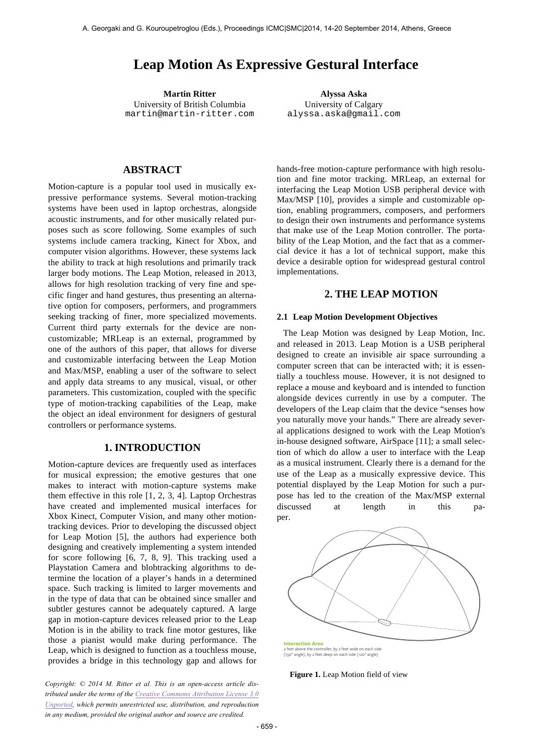# Leap Motion As Expressive Gestural Interface

**Martin Ritter**
University of British Columbia
martin@martin-ritter.com

**Alyssa Aska**
University of Calgary
alyssa.aska@gmail.com

## ABSTRACT

Motion-capture is a popular tool used in musically expressive performance systems. Several motion-tracking systems have been used in laptop orchestras, alongside acoustic instruments, and for other musically related purposes such as score following. Some examples of such systems include camera tracking, Kinect for Xbox, and computer vision algorithms. However, these systems lack the ability to track at high resolutions and primarily track larger body motions. The Leap Motion, released in 2013, allows for high resolution tracking of very fine and specific finger and hand gestures, thus presenting an alternative option for composers, performers, and programmers seeking tracking of finer, more specialized movements. Current third party externals for the device are non-customizable; MRLeap is an external, programmed by one of the authors of this paper, that allows for diverse and customizable interfacing between the Leap Motion and Max/MSP, enabling a user of the software to select and apply data streams to any musical, visual, or other parameters. This customization, coupled with the specific type of motion-tracking capabilities of the Leap, make the object an ideal environment for designers of gestural controllers or performance systems.

## 1. INTRODUCTION

Motion-capture devices are frequently used as interfaces for musical expression; the emotive gestures that one makes to interact with motion-capture systems make them effective in this role [1, 2, 3, 4]. Laptop Orchestras have created and implemented musical interfaces for Xbox Kinect, Computer Vision, and many other motion-tracking devices. Prior to developing the discussed object for Leap Motion [5], the authors had experience both designing and creatively implementing a system intended for score following [6, 7, 8, 9]. This tracking used a Playstation Camera and blobtracking algorithms to determine the location of a player's hands in a determined space. Such tracking is limited to larger movements and in the type of data that can be obtained since smaller and subtler gestures cannot be adequately captured. A large gap in motion-capture devices released prior to the Leap Motion is in the ability to track fine motor gestures, like those a pianist would make during performance. The Leap, which is designed to function as a touchless mouse, provides a bridge in this technology gap and allows for hands-free motion-capture performance with high resolution and fine motor tracking. MRLeap, an external for interfacing the Leap Motion USB peripheral device with Max/MSP [10], provides a simple and customizable option, enabling programmers, composers, and performers to design their own instruments and performance systems that make use of the Leap Motion controller. The portability of the Leap Motion, and the fact that as a commercial device it has a lot of technical support, make this device a desirable option for widespread gestural control implementations.

*Copyright: © 2014 M. Ritter et al. This is an open-access article distributed under the terms of the Creative Commons Attribution License 3.0 Unported, which permits unrestricted use, distribution, and reproduction in any medium, provided the original author and source are credited.*

## 2. THE LEAP MOTION

### 2.1 Leap Motion Development Objectives

The Leap Motion was designed by Leap Motion, Inc. and released in 2013. Leap Motion is a USB peripheral designed to create an invisible air space surrounding a computer screen that can be interacted with; it is essentially a touchless mouse. However, it is not designed to replace a mouse and keyboard and is intended to function alongside devices currently in use by a computer. The developers of the Leap claim that the device "senses how you naturally move your hands." There are already several applications designed to work with the Leap Motion's in-house designed software, AirSpace [11]; a small selection of which do allow a user to interface with the Leap as a musical instrument. Clearly there is a demand for the use of the Leap as a musically expressive device. This potential displayed by the Leap Motion for such a purpose has led to the creation of the Max/MSP external discussed at length in this paper.

Interaction Area
2 feet above the controller, by 2 feet wide on each side (150° angle), by 2 feet deep on each side (120° angle)

**Figure 1.** Leap Motion field of view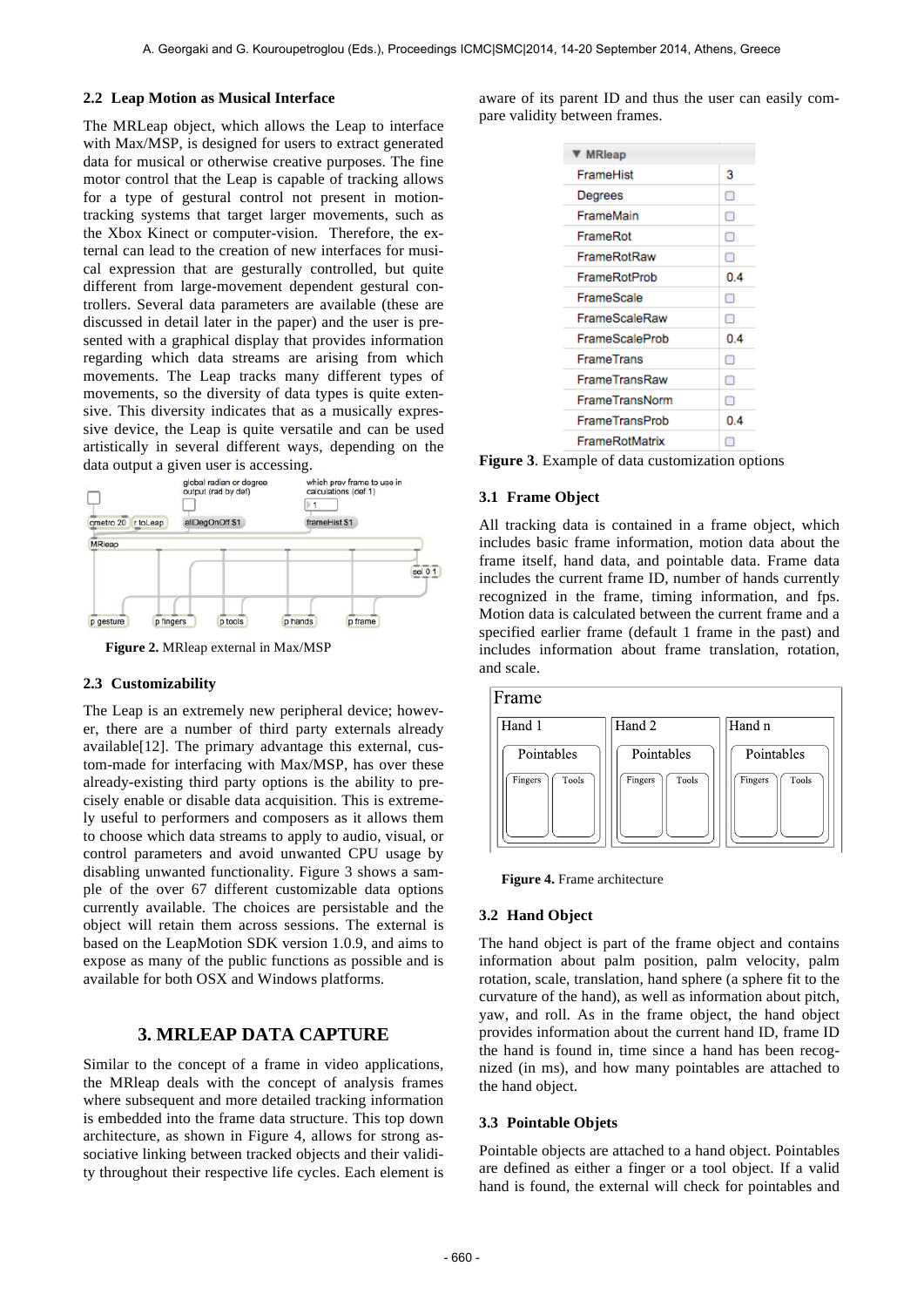### 2.2 Leap Motion as Musical Interface

The MRLeap object, which allows the Leap to interface with Max/MSP, is designed for users to extract generated data for musical or otherwise creative purposes. The fine motor control that the Leap is capable of tracking allows for a type of gestural control not present in motion-tracking systems that target larger movements, such as the Xbox Kinect or computer-vision. Therefore, the external can lead to the creation of new interfaces for musical expression that are gesturally controlled, but quite different from large-movement dependent gestural controllers. Several data parameters are available (these are discussed in detail later in the paper) and the user is presented with a graphical display that provides information regarding which data streams are arising from which movements. The Leap tracks many different types of movements, so the diversity of data types is quite extensive. This diversity indicates that as a musically expressive device, the Leap is quite versatile and can be used artistically in several different ways, depending on the data output a given user is accessing.

**Figure 2.** MRleap external in Max/MSP

### 2.3 Customizability

The Leap is an extremely new peripheral device; however, there are a number of third party externals already available[12]. The primary advantage this external, custom-made for interfacing with Max/MSP, has over these already-existing third party options is the ability to precisely enable or disable data acquisition. This is extremely useful to performers and composers as it allows them to choose which data streams to apply to audio, visual, or control parameters and avoid unwanted CPU usage by disabling unwanted functionality. Figure 3 shows a sample of the over 67 different customizable data options currently available. The choices are persistable and the object will retain them across sessions. The external is based on the LeapMotion SDK version 1.0.9, and aims to expose as many of the public functions as possible and is available for both OSX and Windows platforms.

## 3. MRLEAP DATA CAPTURE

Similar to the concept of a frame in video applications, the MRleap deals with the concept of analysis frames where subsequent and more detailed tracking information is embedded into the frame data structure. This top down architecture, as shown in Figure 4, allows for strong associative linking between tracked objects and their validity throughout their respective life cycles. Each element is aware of its parent ID and thus the user can easily compare validity between frames.

| MRleap | |
|---|---|
| FrameHist | 3 |
| Degrees | ☐ |
| FrameMain | ☐ |
| FrameRot | ☐ |
| FrameRotRaw | ☐ |
| FrameRotProb | 0.4 |
| FrameScale | ☐ |
| FrameScaleRaw | ☐ |
| FrameScaleProb | 0.4 |
| FrameTrans | ☐ |
| FrameTransRaw | ☐ |
| FrameTransNorm | ☐ |
| FrameTransProb | 0.4 |
| FrameRotMatrix | ☐ |

**Figure 3**. Example of data customization options

### 3.1 Frame Object

All tracking data is contained in a frame object, which includes basic frame information, motion data about the frame itself, hand data, and pointable data. Frame data includes the current frame ID, number of hands currently recognized in the frame, timing information, and fps. Motion data is calculated between the current frame and a specified earlier frame (default 1 frame in the past) and includes information about frame translation, rotation, and scale.

**Figure 4.** Frame architecture

### 3.2 Hand Object

The hand object is part of the frame object and contains information about palm position, palm velocity, palm rotation, scale, translation, hand sphere (a sphere fit to the curvature of the hand), as well as information about pitch, yaw, and roll. As in the frame object, the hand object provides information about the current hand ID, frame ID the hand is found in, time since a hand has been recognized (in ms), and how many pointables are attached to the hand object.

### 3.3 Pointable Objets

Pointable objects are attached to a hand object. Pointables are defined as either a finger or a tool object. If a valid hand is found, the external will check for pointables and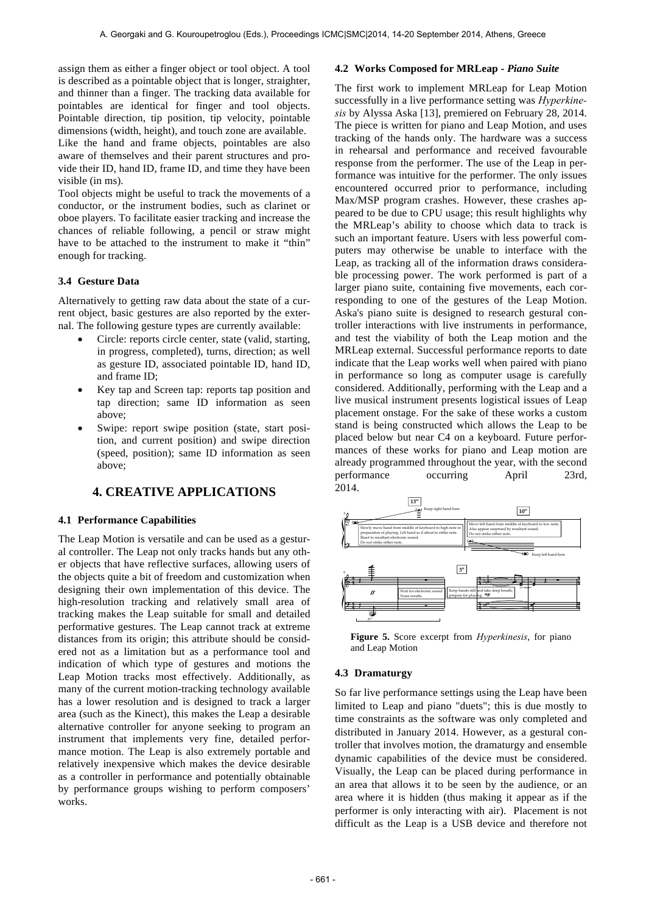assign them as either a finger object or tool object. A tool is described as a pointable object that is longer, straighter, and thinner than a finger. The tracking data available for pointables are identical for finger and tool objects. Pointable direction, tip position, tip velocity, pointable dimensions (width, height), and touch zone are available.
Like the hand and frame objects, pointables are also aware of themselves and their parent structures and provide their ID, hand ID, frame ID, and time they have been visible (in ms).

Tool objects might be useful to track the movements of a conductor, or the instrument bodies, such as clarinet or oboe players. To facilitate easier tracking and increase the chances of reliable following, a pencil or straw might have to be attached to the instrument to make it "thin" enough for tracking.

### 3.4 Gesture Data

Alternatively to getting raw data about the state of a current object, basic gestures are also reported by the external. The following gesture types are currently available:

- Circle: reports circle center, state (valid, starting, in progress, completed), turns, direction; as well as gesture ID, associated pointable ID, hand ID, and frame ID;
- Key tap and Screen tap: reports tap position and tap direction; same ID information as seen above;
- Swipe: report swipe position (state, start position, and current position) and swipe direction (speed, position); same ID information as seen above;

## 4. CREATIVE APPLICATIONS

### 4.1 Performance Capabilities

The Leap Motion is versatile and can be used as a gestural controller. The Leap not only tracks hands but any other objects that have reflective surfaces, allowing users of the objects quite a bit of freedom and customization when designing their own implementation of this device. The high-resolution tracking and relatively small area of tracking makes the Leap suitable for small and detailed performative gestures. The Leap cannot track at extreme distances from its origin; this attribute should be considered not as a limitation but as a performance tool and indication of which type of gestures and motions the Leap Motion tracks most effectively. Additionally, as many of the current motion-tracking technology available has a lower resolution and is designed to track a larger area (such as the Kinect), this makes the Leap a desirable alternative controller for anyone seeking to program an instrument that implements very fine, detailed performance motion. The Leap is also extremely portable and relatively inexpensive which makes the device desirable as a controller in performance and potentially obtainable by performance groups wishing to perform composers' works.

### 4.2 Works Composed for MRLeap - *Piano Suite*

The first work to implement MRLeap for Leap Motion successfully in a live performance setting was *Hyperkinesis* by Alyssa Aska [13], premiered on February 28, 2014. The piece is written for piano and Leap Motion, and uses tracking of the hands only. The hardware was a success in rehearsal and performance and received favourable response from the performer. The use of the Leap in performance was intuitive for the performer. The only issues encountered occurred prior to performance, including Max/MSP program crashes. However, these crashes appeared to be due to CPU usage; this result highlights why the MRLeap's ability to choose which data to track is such an important feature. Users with less powerful computers may otherwise be unable to interface with the Leap, as tracking all of the information draws considerable processing power. The work performed is part of a larger piano suite, containing five movements, each corresponding to one of the gestures of the Leap Motion. Aska's piano suite is designed to research gestural controller interactions with live instruments in performance, and test the viability of both the Leap motion and the MRLeap external. Successful performance reports to date indicate that the Leap works well when paired with piano in performance so long as computer usage is carefully considered. Additionally, performing with the Leap and a live musical instrument presents logistical issues of Leap placement onstage. For the sake of these works a custom stand is being constructed which allows the Leap to be placed below but near C4 on a keyboard. Future performances of these works for piano and Leap motion are already programmed throughout the year, with the second performance occurring April 23rd, 2014.

**Figure 5.** Score excerpt from *Hyperkinesis*, for piano and Leap Motion

### 4.3 Dramaturgy

So far live performance settings using the Leap have been limited to Leap and piano "duets"; this is due mostly to time constraints as the software was only completed and distributed in January 2014. However, as a gestural controller that involves motion, the dramaturgy and ensemble dynamic capabilities of the device must be considered. Visually, the Leap can be placed during performance in an area that allows it to be seen by the audience, or an area where it is hidden (thus making it appear as if the performer is only interacting with air). Placement is not difficult as the Leap is a USB device and therefore not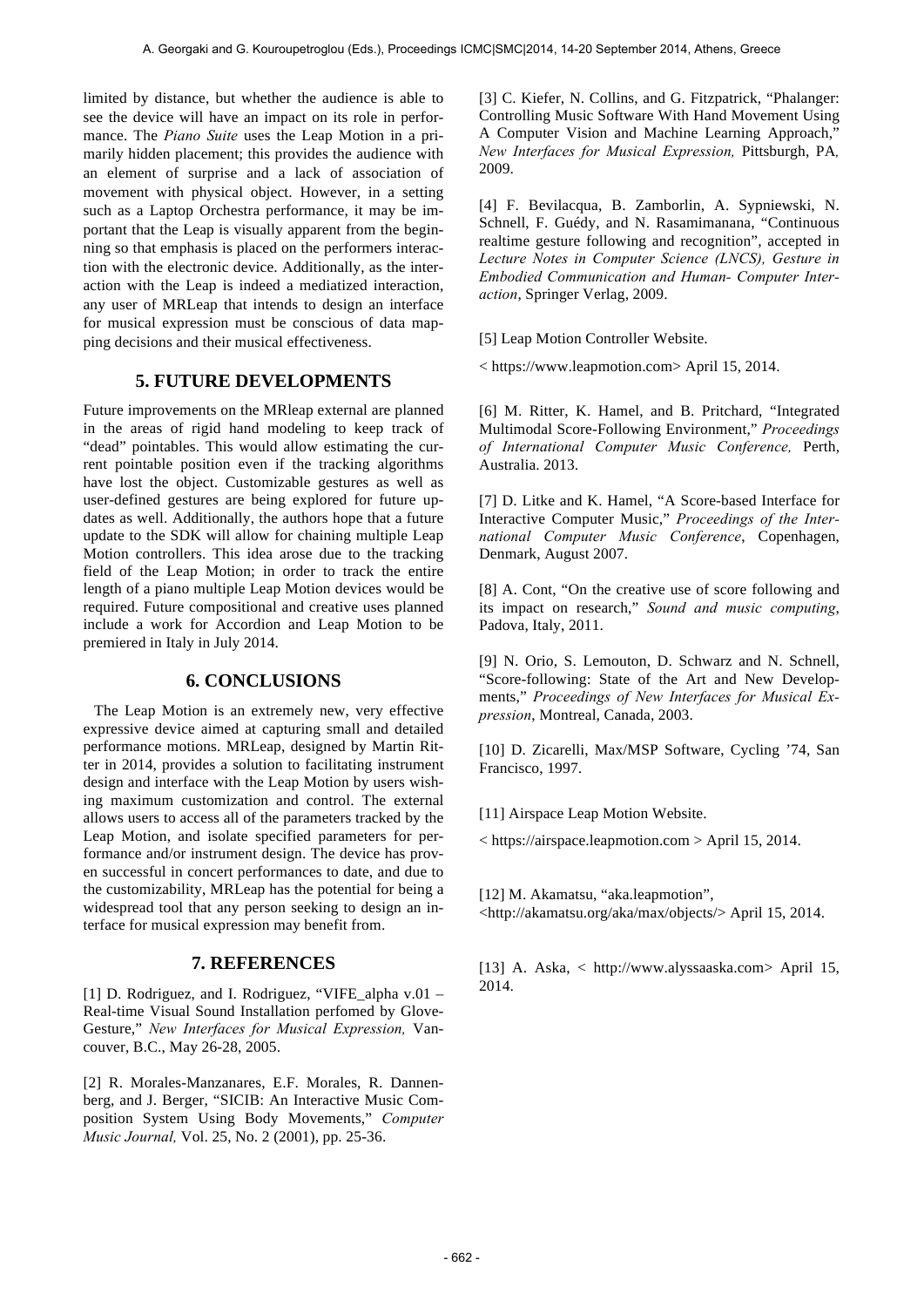limited by distance, but whether the audience is able to see the device will have an impact on its role in performance. The *Piano Suite* uses the Leap Motion in a primarily hidden placement; this provides the audience with an element of surprise and a lack of association of movement with physical object. However, in a setting such as a Laptop Orchestra performance, it may be important that the Leap is visually apparent from the beginning so that emphasis is placed on the performers interaction with the electronic device. Additionally, as the interaction with the Leap is indeed a mediatized interaction, any user of MRLeap that intends to design an interface for musical expression must be conscious of data mapping decisions and their musical effectiveness.

## 5. FUTURE DEVELOPMENTS

Future improvements on the MRleap external are planned in the areas of rigid hand modeling to keep track of "dead" pointables. This would allow estimating the current pointable position even if the tracking algorithms have lost the object. Customizable gestures as well as user-defined gestures are being explored for future updates as well. Additionally, the authors hope that a future update to the SDK will allow for chaining multiple Leap Motion controllers. This idea arose due to the tracking field of the Leap Motion; in order to track the entire length of a piano multiple Leap Motion devices would be required. Future compositional and creative uses planned include a work for Accordion and Leap Motion to be premiered in Italy in July 2014.

## 6. CONCLUSIONS

The Leap Motion is an extremely new, very effective expressive device aimed at capturing small and detailed performance motions. MRLeap, designed by Martin Ritter in 2014, provides a solution to facilitating instrument design and interface with the Leap Motion by users wishing maximum customization and control. The external allows users to access all of the parameters tracked by the Leap Motion, and isolate specified parameters for performance and/or instrument design. The device has proven successful in concert performances to date, and due to the customizability, MRLeap has the potential for being a widespread tool that any person seeking to design an interface for musical expression may benefit from.

## 7. REFERENCES

[1] D. Rodriguez, and I. Rodriguez, "VIFE_alpha v.01 – Real-time Visual Sound Installation perfomed by Glove-Gesture," *New Interfaces for Musical Expression,* Vancouver, B.C., May 26-28, 2005.

[2] R. Morales-Manzanares, E.F. Morales, R. Dannenberg, and J. Berger, "SICIB: An Interactive Music Composition System Using Body Movements," *Computer Music Journal,* Vol. 25, No. 2 (2001), pp. 25-36.

[3] C. Kiefer, N. Collins, and G. Fitzpatrick, "Phalanger: Controlling Music Software With Hand Movement Using A Computer Vision and Machine Learning Approach," *New Interfaces for Musical Expression,* Pittsburgh, PA, 2009.

[4] F. Bevilacqua, B. Zamborlin, A. Sypniewski, N. Schnell, F. Guédy, and N. Rasamimanana, "Continuous realtime gesture following and recognition", accepted in *Lecture Notes in Computer Science (LNCS), Gesture in Embodied Communication and Human- Computer Interaction*, Springer Verlag, 2009.

[5] Leap Motion Controller Website.

< https://www.leapmotion.com> April 15, 2014.

[6] M. Ritter, K. Hamel, and B. Pritchard, "Integrated Multimodal Score-Following Environment," *Proceedings of International Computer Music Conference,* Perth, Australia. 2013.

[7] D. Litke and K. Hamel, "A Score-based Interface for Interactive Computer Music," *Proceedings of the International Computer Music Conference*, Copenhagen, Denmark, August 2007.

[8] A. Cont, "On the creative use of score following and its impact on research," *Sound and music computing*, Padova, Italy, 2011.

[9] N. Orio, S. Lemouton, D. Schwarz and N. Schnell, "Score-following: State of the Art and New Developments," *Proceedings of New Interfaces for Musical Expression*, Montreal, Canada, 2003.

[10] D. Zicarelli, Max/MSP Software, Cycling '74, San Francisco, 1997.

[11] Airspace Leap Motion Website.

< https://airspace.leapmotion.com > April 15, 2014.

[12] M. Akamatsu, "aka.leapmotion", <http://akamatsu.org/aka/max/objects/> April 15, 2014.

[13] A. Aska, < http://www.alyssaaska.com> April 15, 2014.